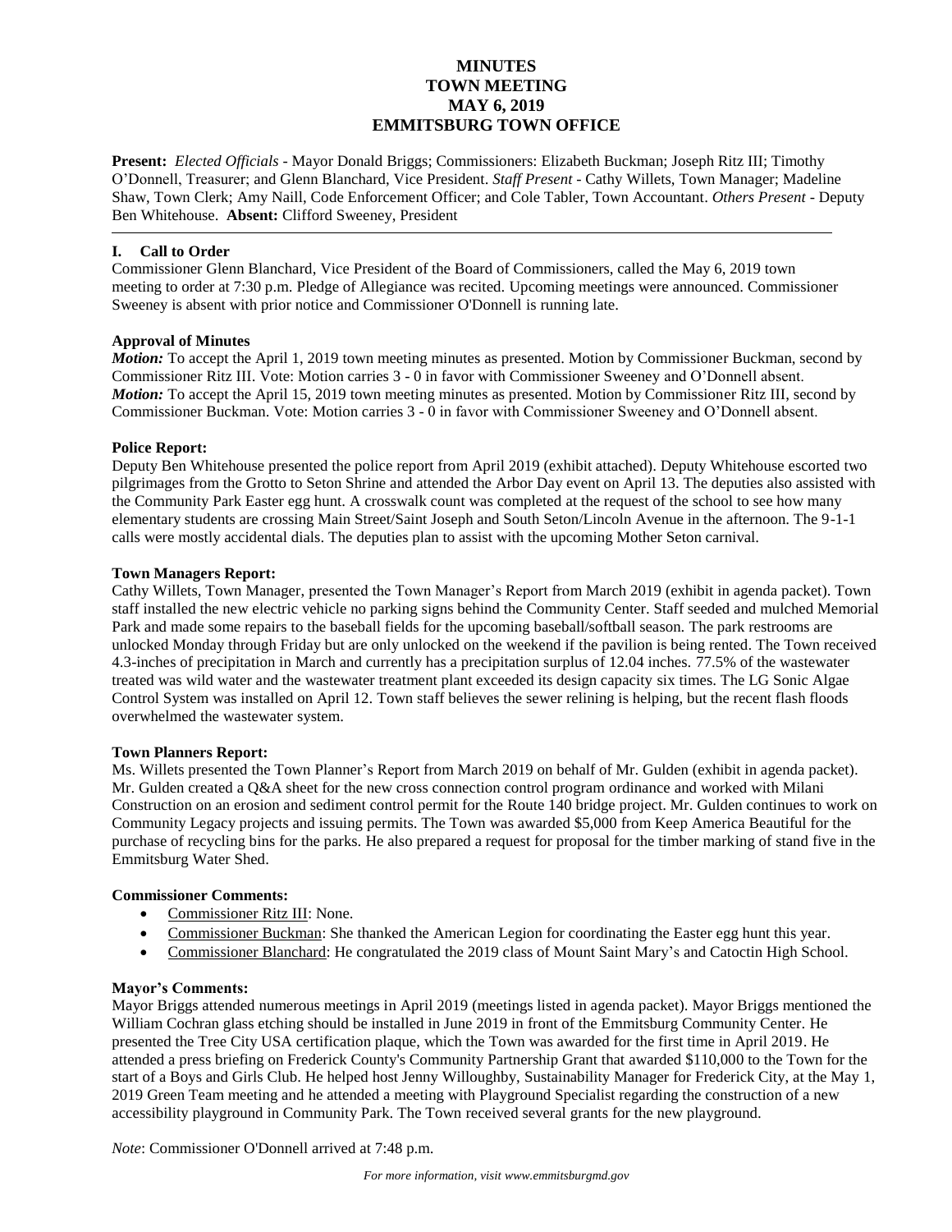# MINUTES
# TOWN MEETING
# MAY 6, 2019
# EMMITSBURG TOWN OFFICE

**Present:** *Elected Officials* - Mayor Donald Briggs; Commissioners: Elizabeth Buckman; Joseph Ritz III; Timothy O'Donnell, Treasurer; and Glenn Blanchard, Vice President. *Staff Present* - Cathy Willets, Town Manager; Madeline Shaw, Town Clerk; Amy Naill, Code Enforcement Officer; and Cole Tabler, Town Accountant. *Others Present* - Deputy Ben Whitehouse. **Absent:** Clifford Sweeney, President

---

## I. Call to Order

Commissioner Glenn Blanchard, Vice President of the Board of Commissioners, called the May 6, 2019 town meeting to order at 7:30 p.m. Pledge of Allegiance was recited. Upcoming meetings were announced. Commissioner Sweeney is absent with prior notice and Commissioner O'Donnell is running late.

### Approval of Minutes

***Motion:*** To accept the April 1, 2019 town meeting minutes as presented. Motion by Commissioner Buckman, second by Commissioner Ritz III. Vote: Motion carries 3 - 0 in favor with Commissioner Sweeney and O'Donnell absent.
***Motion:*** To accept the April 15, 2019 town meeting minutes as presented. Motion by Commissioner Ritz III, second by Commissioner Buckman. Vote: Motion carries 3 - 0 in favor with Commissioner Sweeney and O'Donnell absent.

### Police Report:

Deputy Ben Whitehouse presented the police report from April 2019 (exhibit attached). Deputy Whitehouse escorted two pilgrimages from the Grotto to Seton Shrine and attended the Arbor Day event on April 13. The deputies also assisted with the Community Park Easter egg hunt. A crosswalk count was completed at the request of the school to see how many elementary students are crossing Main Street/Saint Joseph and South Seton/Lincoln Avenue in the afternoon. The 9-1-1 calls were mostly accidental dials. The deputies plan to assist with the upcoming Mother Seton carnival.

### Town Managers Report:

Cathy Willets, Town Manager, presented the Town Manager's Report from March 2019 (exhibit in agenda packet). Town staff installed the new electric vehicle no parking signs behind the Community Center. Staff seeded and mulched Memorial Park and made some repairs to the baseball fields for the upcoming baseball/softball season. The park restrooms are unlocked Monday through Friday but are only unlocked on the weekend if the pavilion is being rented. The Town received 4.3-inches of precipitation in March and currently has a precipitation surplus of 12.04 inches. 77.5% of the wastewater treated was wild water and the wastewater treatment plant exceeded its design capacity six times. The LG Sonic Algae Control System was installed on April 12. Town staff believes the sewer relining is helping, but the recent flash floods overwhelmed the wastewater system.

### Town Planners Report:

Ms. Willets presented the Town Planner's Report from March 2019 on behalf of Mr. Gulden (exhibit in agenda packet). Mr. Gulden created a Q&A sheet for the new cross connection control program ordinance and worked with Milani Construction on an erosion and sediment control permit for the Route 140 bridge project. Mr. Gulden continues to work on Community Legacy projects and issuing permits. The Town was awarded $5,000 from Keep America Beautiful for the purchase of recycling bins for the parks. He also prepared a request for proposal for the timber marking of stand five in the Emmitsburg Water Shed.

### Commissioner Comments:

- Commissioner Ritz III: None.
- Commissioner Buckman: She thanked the American Legion for coordinating the Easter egg hunt this year.
- Commissioner Blanchard: He congratulated the 2019 class of Mount Saint Mary's and Catoctin High School.

### Mayor's Comments:

Mayor Briggs attended numerous meetings in April 2019 (meetings listed in agenda packet). Mayor Briggs mentioned the William Cochran glass etching should be installed in June 2019 in front of the Emmitsburg Community Center. He presented the Tree City USA certification plaque, which the Town was awarded for the first time in April 2019. He attended a press briefing on Frederick County's Community Partnership Grant that awarded $110,000 to the Town for the start of a Boys and Girls Club. He helped host Jenny Willoughby, Sustainability Manager for Frederick City, at the May 1, 2019 Green Team meeting and he attended a meeting with Playground Specialist regarding the construction of a new accessibility playground in Community Park. The Town received several grants for the new playground.

*Note*: Commissioner O'Donnell arrived at 7:48 p.m.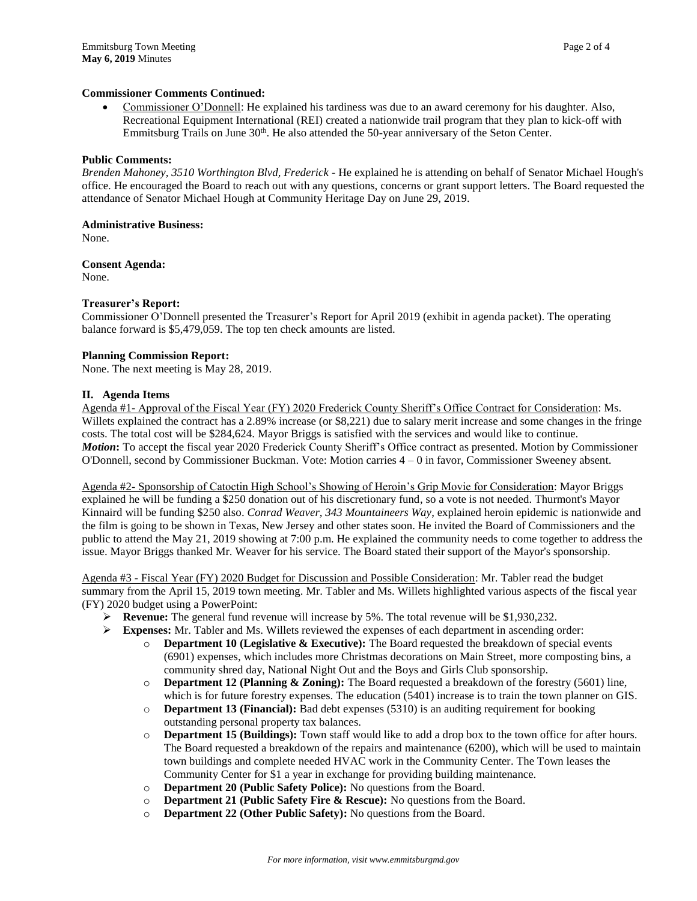**Commissioner Comments Continued:**

- Commissioner O'Donnell: He explained his tardiness was due to an award ceremony for his daughter. Also, Recreational Equipment International (REI) created a nationwide trail program that they plan to kick-off with Emmitsburg Trails on June 30th. He also attended the 50-year anniversary of the Seton Center.

**Public Comments:**

*Brenden Mahoney, 3510 Worthington Blvd, Frederick* - He explained he is attending on behalf of Senator Michael Hough's office. He encouraged the Board to reach out with any questions, concerns or grant support letters. The Board requested the attendance of Senator Michael Hough at Community Heritage Day on June 29, 2019.

**Administrative Business:**

None.

**Consent Agenda:**

None.

**Treasurer's Report:**

Commissioner O'Donnell presented the Treasurer's Report for April 2019 (exhibit in agenda packet). The operating balance forward is $5,479,059. The top ten check amounts are listed.

**Planning Commission Report:**

None. The next meeting is May 28, 2019.

## II. Agenda Items

Agenda #1- Approval of the Fiscal Year (FY) 2020 Frederick County Sheriff's Office Contract for Consideration: Ms. Willets explained the contract has a 2.89% increase (or $8,221) due to salary merit increase and some changes in the fringe costs. The total cost will be $284,624. Mayor Briggs is satisfied with the services and would like to continue.
***Motion*:** To accept the fiscal year 2020 Frederick County Sheriff's Office contract as presented. Motion by Commissioner O'Donnell, second by Commissioner Buckman. Vote: Motion carries 4 – 0 in favor, Commissioner Sweeney absent.

Agenda #2- Sponsorship of Catoctin High School's Showing of Heroin's Grip Movie for Consideration: Mayor Briggs explained he will be funding a $250 donation out of his discretionary fund, so a vote is not needed. Thurmont's Mayor Kinnaird will be funding $250 also. *Conrad Weaver, 343 Mountaineers Way*, explained heroin epidemic is nationwide and the film is going to be shown in Texas, New Jersey and other states soon. He invited the Board of Commissioners and the public to attend the May 21, 2019 showing at 7:00 p.m. He explained the community needs to come together to address the issue. Mayor Briggs thanked Mr. Weaver for his service. The Board stated their support of the Mayor's sponsorship.

Agenda #3 - Fiscal Year (FY) 2020 Budget for Discussion and Possible Consideration: Mr. Tabler read the budget summary from the April 15, 2019 town meeting. Mr. Tabler and Ms. Willets highlighted various aspects of the fiscal year (FY) 2020 budget using a PowerPoint:

- **Revenue:** The general fund revenue will increase by 5%. The total revenue will be $1,930,232.
- **Expenses:** Mr. Tabler and Ms. Willets reviewed the expenses of each department in ascending order:
  - **Department 10 (Legislative & Executive):** The Board requested the breakdown of special events (6901) expenses, which includes more Christmas decorations on Main Street, more composting bins, a community shred day, National Night Out and the Boys and Girls Club sponsorship.
  - **Department 12 (Planning & Zoning):** The Board requested a breakdown of the forestry (5601) line, which is for future forestry expenses. The education (5401) increase is to train the town planner on GIS.
  - **Department 13 (Financial):** Bad debt expenses (5310) is an auditing requirement for booking outstanding personal property tax balances.
  - **Department 15 (Buildings):** Town staff would like to add a drop box to the town office for after hours. The Board requested a breakdown of the repairs and maintenance (6200), which will be used to maintain town buildings and complete needed HVAC work in the Community Center. The Town leases the Community Center for $1 a year in exchange for providing building maintenance.
  - **Department 20 (Public Safety Police):** No questions from the Board.
  - **Department 21 (Public Safety Fire & Rescue):** No questions from the Board.
  - **Department 22 (Other Public Safety):** No questions from the Board.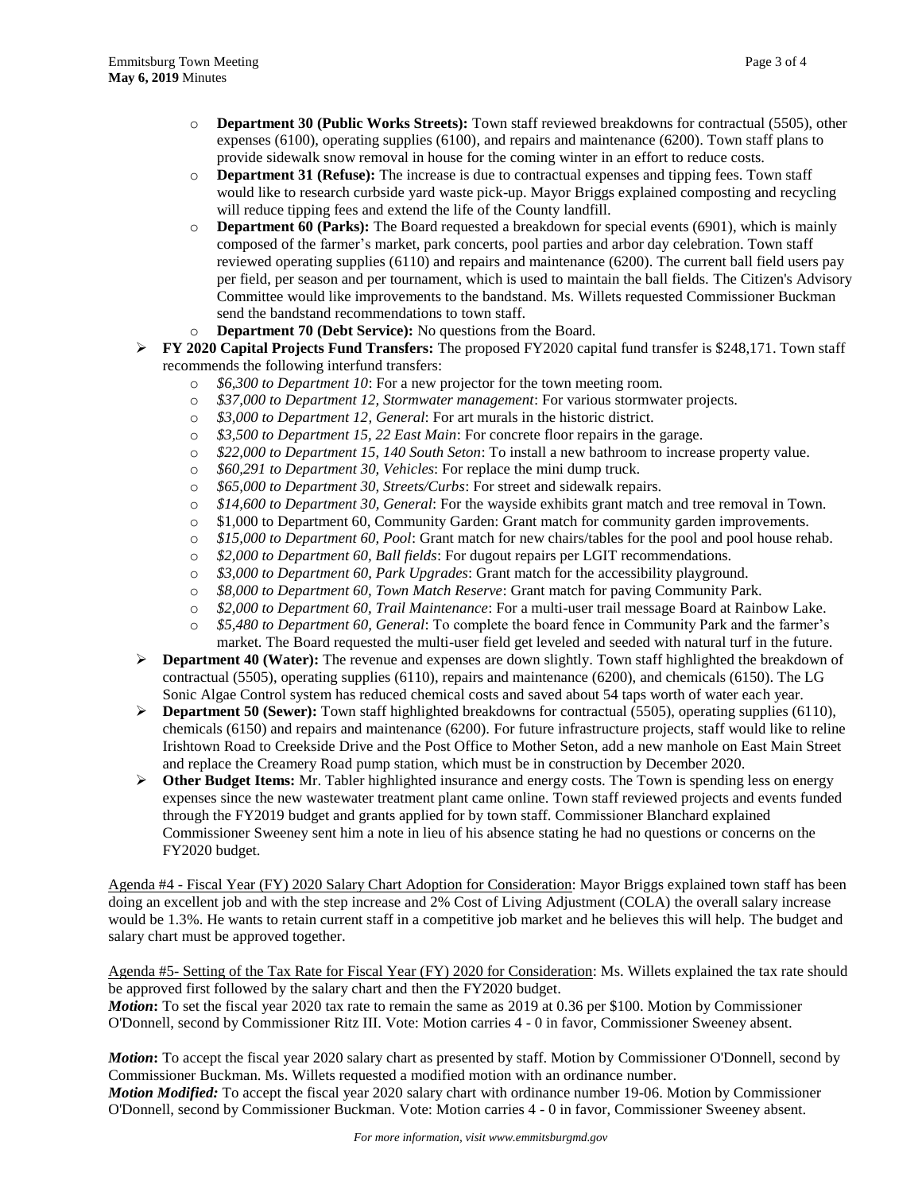- **Department 30 (Public Works Streets):** Town staff reviewed breakdowns for contractual (5505), other expenses (6100), operating supplies (6100), and repairs and maintenance (6200). Town staff plans to provide sidewalk snow removal in house for the coming winter in an effort to reduce costs.
- **Department 31 (Refuse):** The increase is due to contractual expenses and tipping fees. Town staff would like to research curbside yard waste pick-up. Mayor Briggs explained composting and recycling will reduce tipping fees and extend the life of the County landfill.
- **Department 60 (Parks):** The Board requested a breakdown for special events (6901), which is mainly composed of the farmer's market, park concerts, pool parties and arbor day celebration. Town staff reviewed operating supplies (6110) and repairs and maintenance (6200). The current ball field users pay per field, per season and per tournament, which is used to maintain the ball fields. The Citizen's Advisory Committee would like improvements to the bandstand. Ms. Willets requested Commissioner Buckman send the bandstand recommendations to town staff.
- **Department 70 (Debt Service):** No questions from the Board.

- **FY 2020 Capital Projects Fund Transfers:** The proposed FY2020 capital fund transfer is $248,171. Town staff recommends the following interfund transfers:
  - *$6,300 to Department 10*: For a new projector for the town meeting room.
  - *$37,000 to Department 12, Stormwater management*: For various stormwater projects.
  - *$3,000 to Department 12, General*: For art murals in the historic district.
  - *$3,500 to Department 15, 22 East Main*: For concrete floor repairs in the garage.
  - *$22,000 to Department 15, 140 South Seton*: To install a new bathroom to increase property value.
  - *$60,291 to Department 30, Vehicles*: For replace the mini dump truck.
  - *$65,000 to Department 30, Streets/Curbs*: For street and sidewalk repairs.
  - *$14,600 to Department 30, General*: For the wayside exhibits grant match and tree removal in Town.
  - $1,000 to Department 60, Community Garden: Grant match for community garden improvements.
  - *$15,000 to Department 60, Pool*: Grant match for new chairs/tables for the pool and pool house rehab.
  - *$2,000 to Department 60, Ball fields*: For dugout repairs per LGIT recommendations.
  - *$3,000 to Department 60, Park Upgrades*: Grant match for the accessibility playground.
  - *$8,000 to Department 60, Town Match Reserve*: Grant match for paving Community Park.
  - *$2,000 to Department 60, Trail Maintenance*: For a multi-user trail message Board at Rainbow Lake.
  - *$5,480 to Department 60, General*: To complete the board fence in Community Park and the farmer's market. The Board requested the multi-user field get leveled and seeded with natural turf in the future.
- **Department 40 (Water):** The revenue and expenses are down slightly. Town staff highlighted the breakdown of contractual (5505), operating supplies (6110), repairs and maintenance (6200), and chemicals (6150). The LG Sonic Algae Control system has reduced chemical costs and saved about 54 taps worth of water each year.
- **Department 50 (Sewer):** Town staff highlighted breakdowns for contractual (5505), operating supplies (6110), chemicals (6150) and repairs and maintenance (6200). For future infrastructure projects, staff would like to reline Irishtown Road to Creekside Drive and the Post Office to Mother Seton, add a new manhole on East Main Street and replace the Creamery Road pump station, which must be in construction by December 2020.
- **Other Budget Items:** Mr. Tabler highlighted insurance and energy costs. The Town is spending less on energy expenses since the new wastewater treatment plant came online. Town staff reviewed projects and events funded through the FY2019 budget and grants applied for by town staff. Commissioner Blanchard explained Commissioner Sweeney sent him a note in lieu of his absence stating he had no questions or concerns on the FY2020 budget.

Agenda #4 - Fiscal Year (FY) 2020 Salary Chart Adoption for Consideration: Mayor Briggs explained town staff has been doing an excellent job and with the step increase and 2% Cost of Living Adjustment (COLA) the overall salary increase would be 1.3%. He wants to retain current staff in a competitive job market and he believes this will help. The budget and salary chart must be approved together.

Agenda #5- Setting of the Tax Rate for Fiscal Year (FY) 2020 for Consideration: Ms. Willets explained the tax rate should be approved first followed by the salary chart and then the FY2020 budget.
***Motion*:** To set the fiscal year 2020 tax rate to remain the same as 2019 at 0.36 per $100. Motion by Commissioner O'Donnell, second by Commissioner Ritz III. Vote: Motion carries 4 - 0 in favor, Commissioner Sweeney absent.

***Motion*:** To accept the fiscal year 2020 salary chart as presented by staff. Motion by Commissioner O'Donnell, second by Commissioner Buckman. Ms. Willets requested a modified motion with an ordinance number.
***Motion Modified:*** To accept the fiscal year 2020 salary chart with ordinance number 19-06. Motion by Commissioner O'Donnell, second by Commissioner Buckman. Vote: Motion carries 4 - 0 in favor, Commissioner Sweeney absent.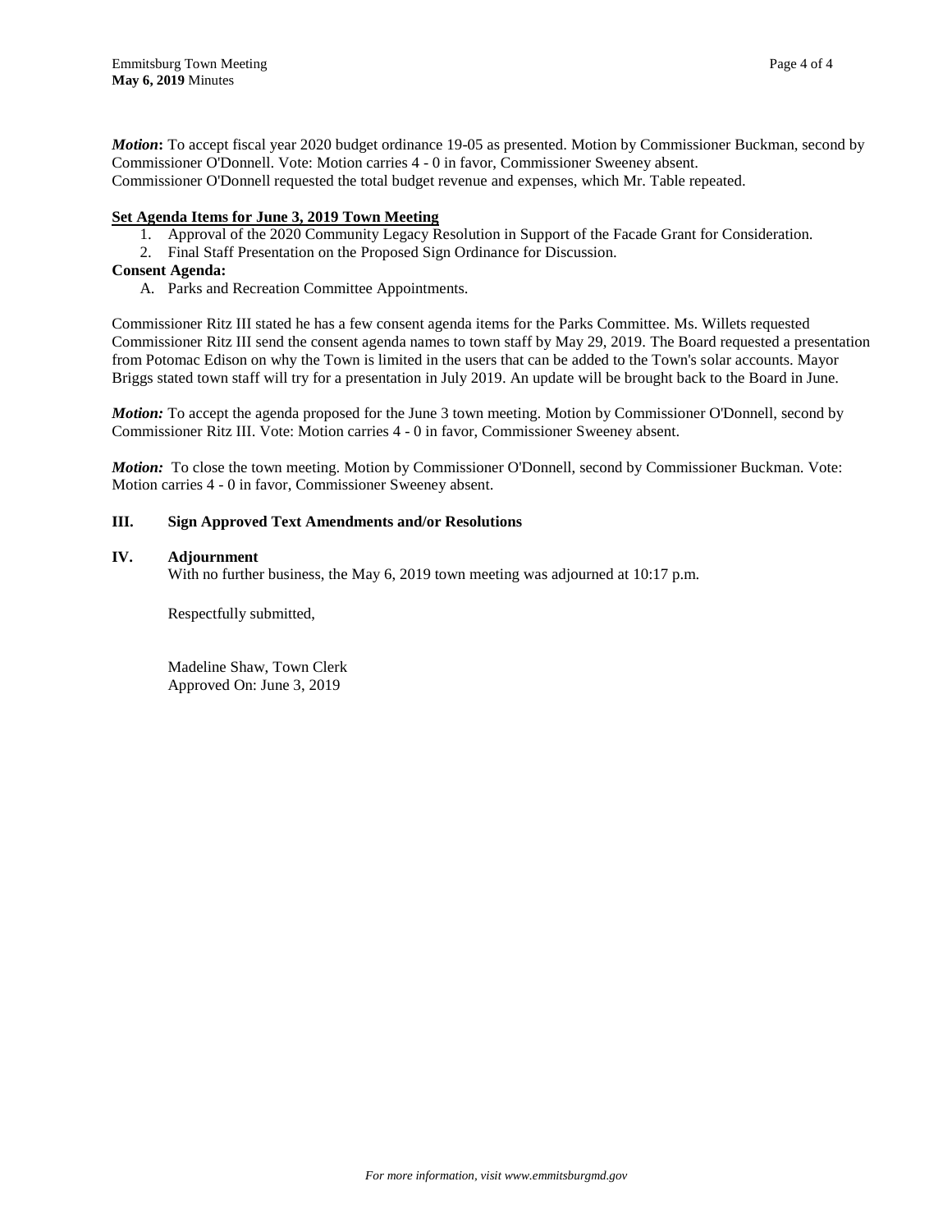***Motion*:** To accept fiscal year 2020 budget ordinance 19-05 as presented. Motion by Commissioner Buckman, second by Commissioner O'Donnell. Vote: Motion carries 4 - 0 in favor, Commissioner Sweeney absent.
Commissioner O'Donnell requested the total budget revenue and expenses, which Mr. Table repeated.

**Set Agenda Items for June 3, 2019 Town Meeting**

1. Approval of the 2020 Community Legacy Resolution in Support of the Facade Grant for Consideration.
2. Final Staff Presentation on the Proposed Sign Ordinance for Discussion.

**Consent Agenda:**

A. Parks and Recreation Committee Appointments.

Commissioner Ritz III stated he has a few consent agenda items for the Parks Committee. Ms. Willets requested Commissioner Ritz III send the consent agenda names to town staff by May 29, 2019. The Board requested a presentation from Potomac Edison on why the Town is limited in the users that can be added to the Town's solar accounts. Mayor Briggs stated town staff will try for a presentation in July 2019. An update will be brought back to the Board in June.

***Motion:*** To accept the agenda proposed for the June 3 town meeting. Motion by Commissioner O'Donnell, second by Commissioner Ritz III. Vote: Motion carries 4 - 0 in favor, Commissioner Sweeney absent.

***Motion:*** To close the town meeting. Motion by Commissioner O'Donnell, second by Commissioner Buckman. Vote: Motion carries 4 - 0 in favor, Commissioner Sweeney absent.

## III. Sign Approved Text Amendments and/or Resolutions

## IV. Adjournment

With no further business, the May 6, 2019 town meeting was adjourned at 10:17 p.m.

Respectfully submitted,

Madeline Shaw, Town Clerk
Approved On: June 3, 2019

*For more information, visit www.emmitsburgmd.gov*